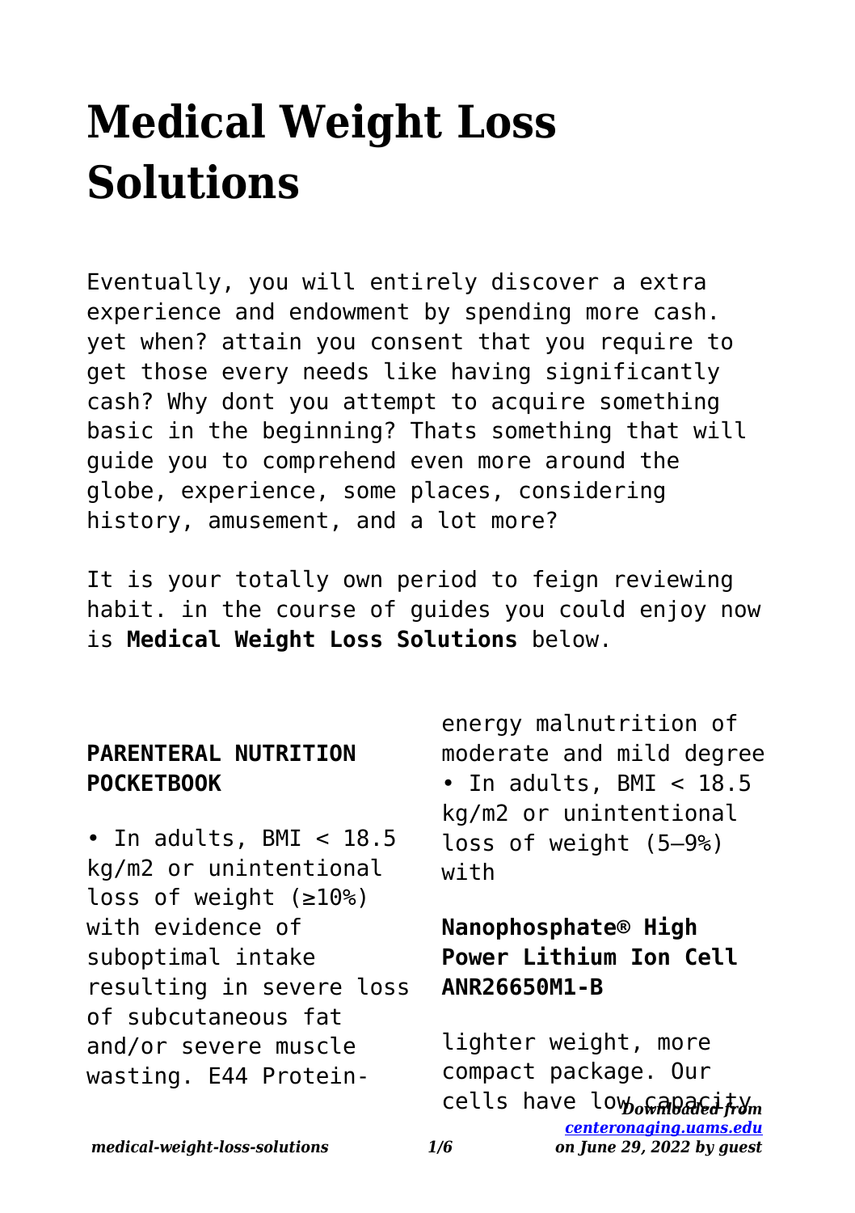# Medical Weight Loss Solutions

Eventually, you will entirely discover a extra experience and endowment by spending more cash. yet when? attain you consent that you require to get those every needs like having significantly cash? Why dont you attempt to acquire something basic in the beginning? Thats something that will guide you to comprehend even more around the globe, experience, some places, considering history, amusement, and a lot more?

It is your totally own period to feign reviewing habit. in the course of guides you could enjoy now is **Medical Weight Loss Solutions** below.

## PARENTERAL NUTRITION POCKETBOOK

• In adults, BMI < 18.5 kg/m2 or unintentional loss of weight (≥10%) with evidence of suboptimal intake resulting in severe loss of subcutaneous fat and/or severe muscle wasting. E44 Protein-energy malnutrition of moderate and mild degree
• In adults, BMI < 18.5 kg/m2 or unintentional loss of weight (5–9%) with

## Nanophosphate® High Power Lithium Ion Cell ANR26650M1-B

lighter weight, more compact package. Our cells have low capacity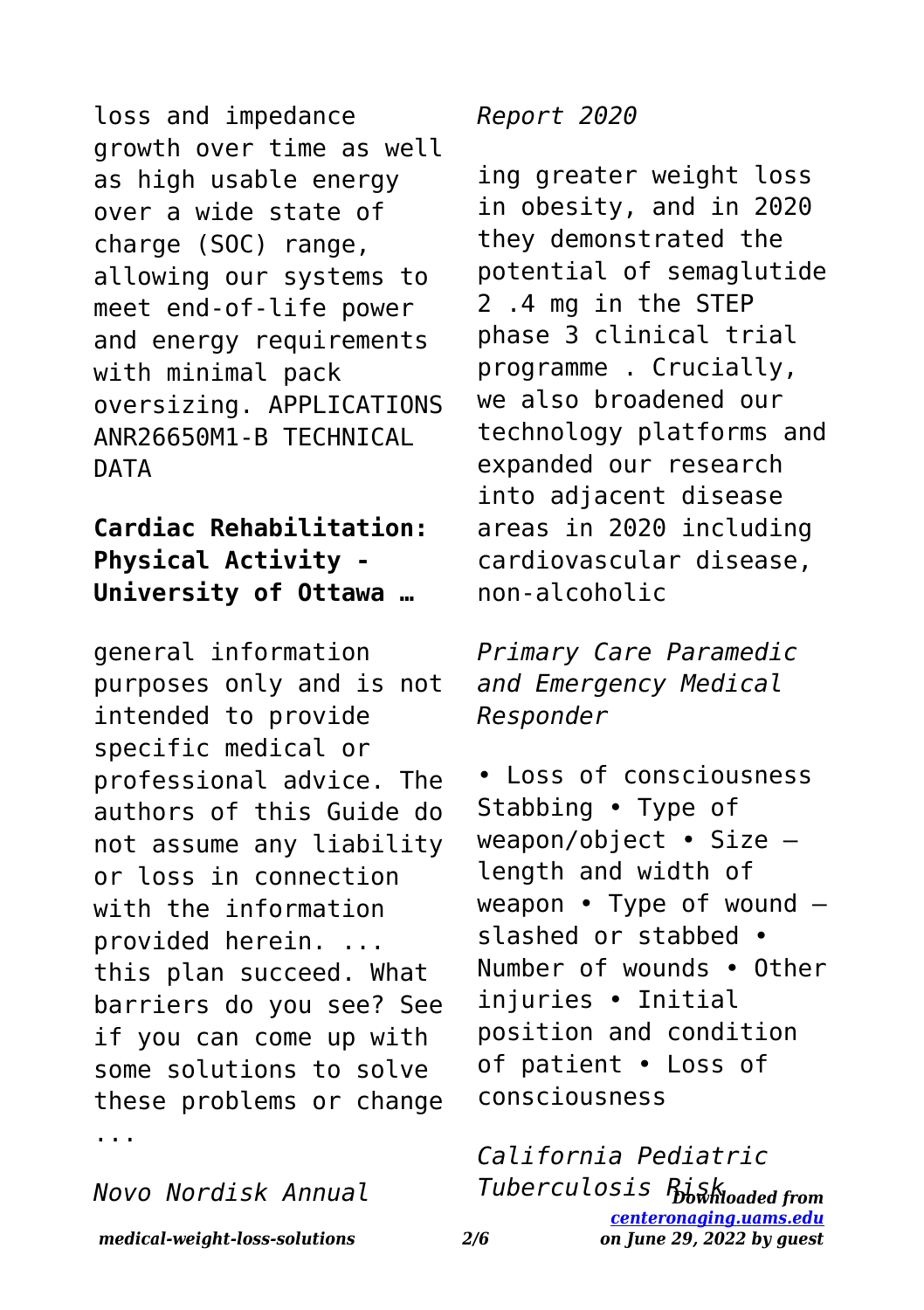loss and impedance growth over time as well as high usable energy over a wide state of charge (SOC) range, allowing our systems to meet end-of-life power and energy requirements with minimal pack oversizing. APPLICATIONS ANR26650M1-B TECHNICAL DATA

**Cardiac Rehabilitation: Physical Activity - University of Ottawa …**

general information purposes only and is not intended to provide specific medical or professional advice. The authors of this Guide do not assume any liability or loss in connection with the information provided herein. ... this plan succeed. What barriers do you see? See if you can come up with some solutions to solve these problems or change ...

*Novo Nordisk Annual Report 2020*

ing greater weight loss in obesity, and in 2020 they demonstrated the potential of semaglutide 2 .4 mg in the STEP phase 3 clinical trial programme . Crucially, we also broadened our technology platforms and expanded our research into adjacent disease areas in 2020 including cardiovascular disease, non-alcoholic

*Primary Care Paramedic and Emergency Medical Responder*

• Loss of consciousness Stabbing • Type of weapon/object • Size – length and width of weapon • Type of wound – slashed or stabbed • Number of wounds • Other injuries • Initial position and condition of patient • Loss of consciousness

*California Pediatric Tuberculosis Risk*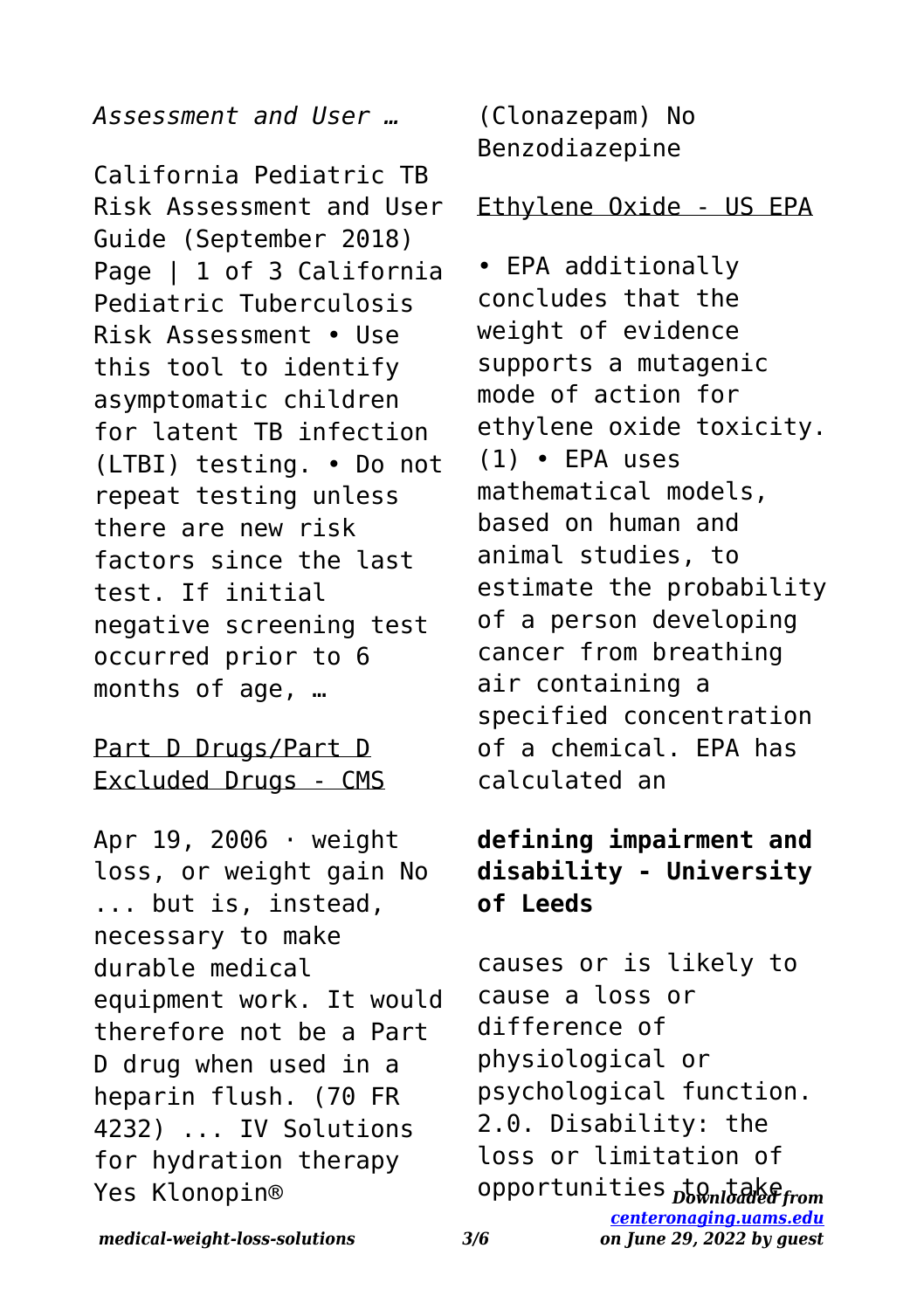*Assessment and User …*

California Pediatric TB Risk Assessment and User Guide (September 2018) Page | 1 of 3 California Pediatric Tuberculosis Risk Assessment • Use this tool to identify asymptomatic children for latent TB infection (LTBI) testing. • Do not repeat testing unless there are new risk factors since the last test. If initial negative screening test occurred prior to 6 months of age, …

Part D Drugs/Part D Excluded Drugs - CMS

Apr 19, 2006 · weight loss, or weight gain No ... but is, instead, necessary to make durable medical equipment work. It would therefore not be a Part D drug when used in a heparin flush. (70 FR 4232) ... IV Solutions for hydration therapy Yes Klonopin® (Clonazepam) No Benzodiazepine

Ethylene Oxide - US EPA

• EPA additionally concludes that the weight of evidence supports a mutagenic mode of action for ethylene oxide toxicity. (1) • EPA uses mathematical models, based on human and animal studies, to estimate the probability of a person developing cancer from breathing air containing a specified concentration of a chemical. EPA has calculated an

**defining impairment and disability - University of Leeds**

causes or is likely to cause a loss or difference of physiological or psychological function. 2.0. Disability: the loss or limitation of opportunities to take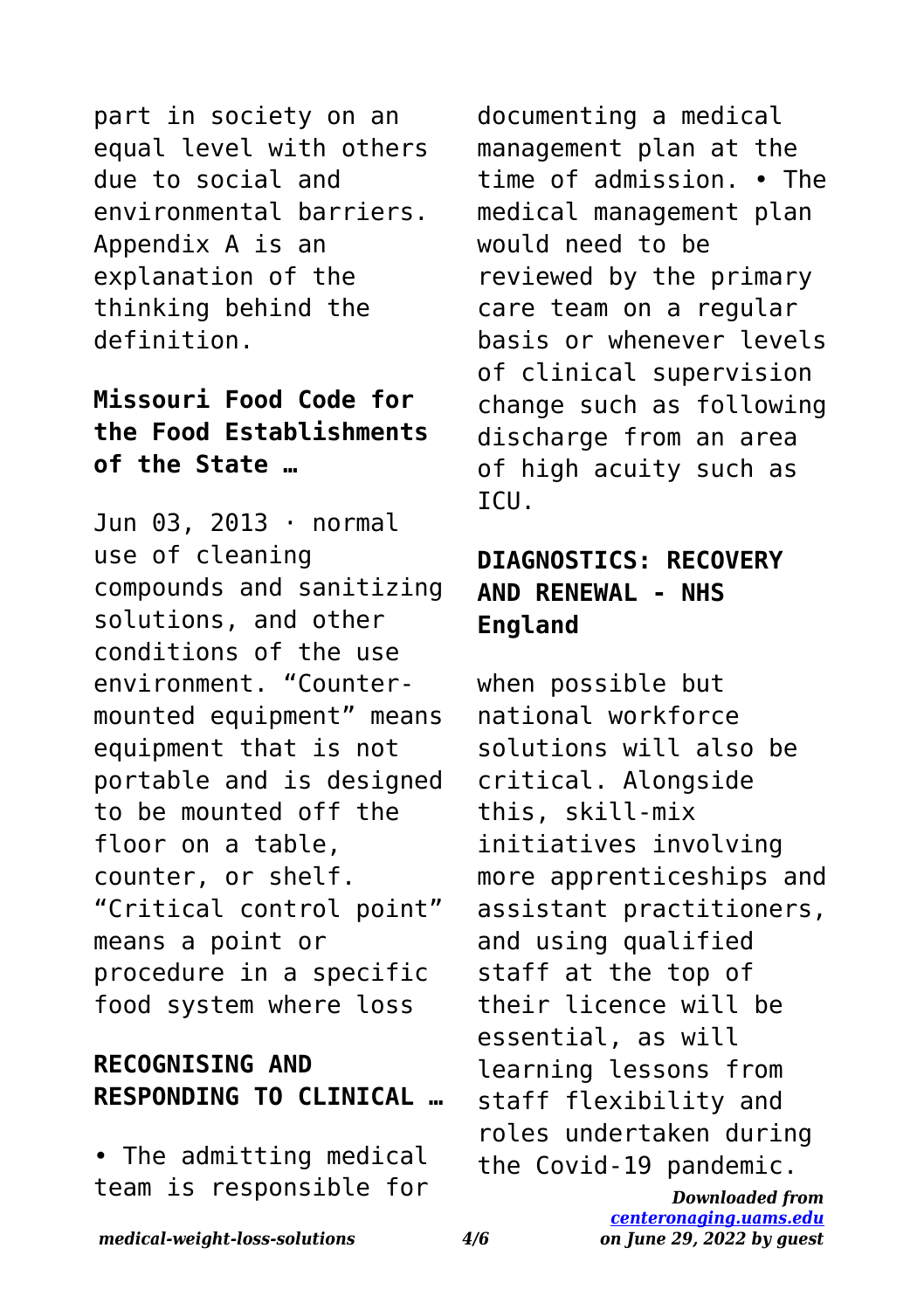part in society on an equal level with others due to social and environmental barriers. Appendix A is an explanation of the thinking behind the definition.

## Missouri Food Code for the Food Establishments of the State …

Jun 03, 2013 · normal use of cleaning compounds and sanitizing solutions, and other conditions of the use environment. "Counter-mounted equipment" means equipment that is not portable and is designed to be mounted off the floor on a table, counter, or shelf. "Critical control point" means a point or procedure in a specific food system where loss

## RECOGNISING AND RESPONDING TO CLINICAL …

• The admitting medical team is responsible for documenting a medical management plan at the time of admission. • The medical management plan would need to be reviewed by the primary care team on a regular basis or whenever levels of clinical supervision change such as following discharge from an area of high acuity such as ICU.

## DIAGNOSTICS: RECOVERY AND RENEWAL - NHS England

when possible but national workforce solutions will also be critical. Alongside this, skill-mix initiatives involving more apprenticeships and assistant practitioners, and using qualified staff at the top of their licence will be essential, as will learning lessons from staff flexibility and roles undertaken during the Covid-19 pandemic.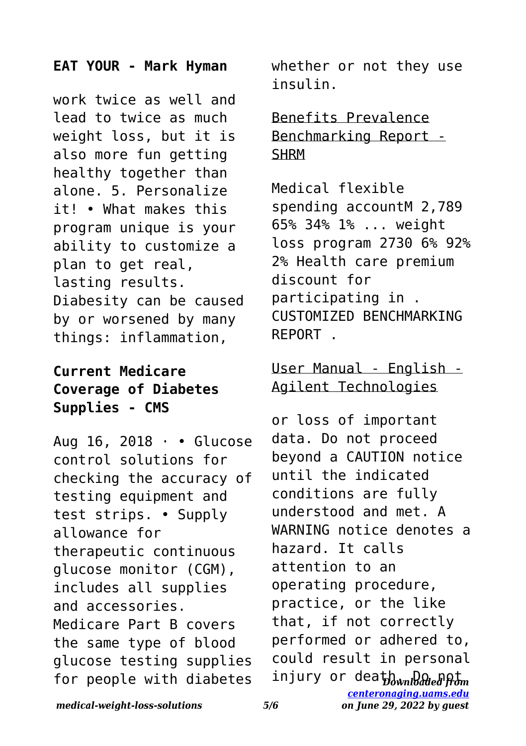### EAT YOUR - Mark Hyman

work twice as well and lead to twice as much weight loss, but it is also more fun getting healthy together than alone. 5. Personalize it! • What makes this program unique is your ability to customize a plan to get real, lasting results. Diabesity can be caused by or worsened by many things: inflammation,

### Current Medicare Coverage of Diabetes Supplies - CMS

Aug 16, 2018 · • Glucose control solutions for checking the accuracy of testing equipment and test strips. • Supply allowance for therapeutic continuous glucose monitor (CGM), includes all supplies and accessories. Medicare Part B covers the same type of blood glucose testing supplies for people with diabetes whether or not they use insulin.

### Benefits Prevalence Benchmarking Report - SHRM

Medical flexible spending accountM 2,789 65% 34% 1% ... weight loss program 2730 6% 92% 2% Health care premium discount for participating in . CUSTOMIZED BENCHMARKING REPORT .

### User Manual - English - Agilent Technologies

or loss of important data. Do not proceed beyond a CAUTION notice until the indicated conditions are fully understood and met. A WARNING notice denotes a hazard. It calls attention to an operating procedure, practice, or the like that, if not correctly performed or adhered to, could result in personal injury or death. Do not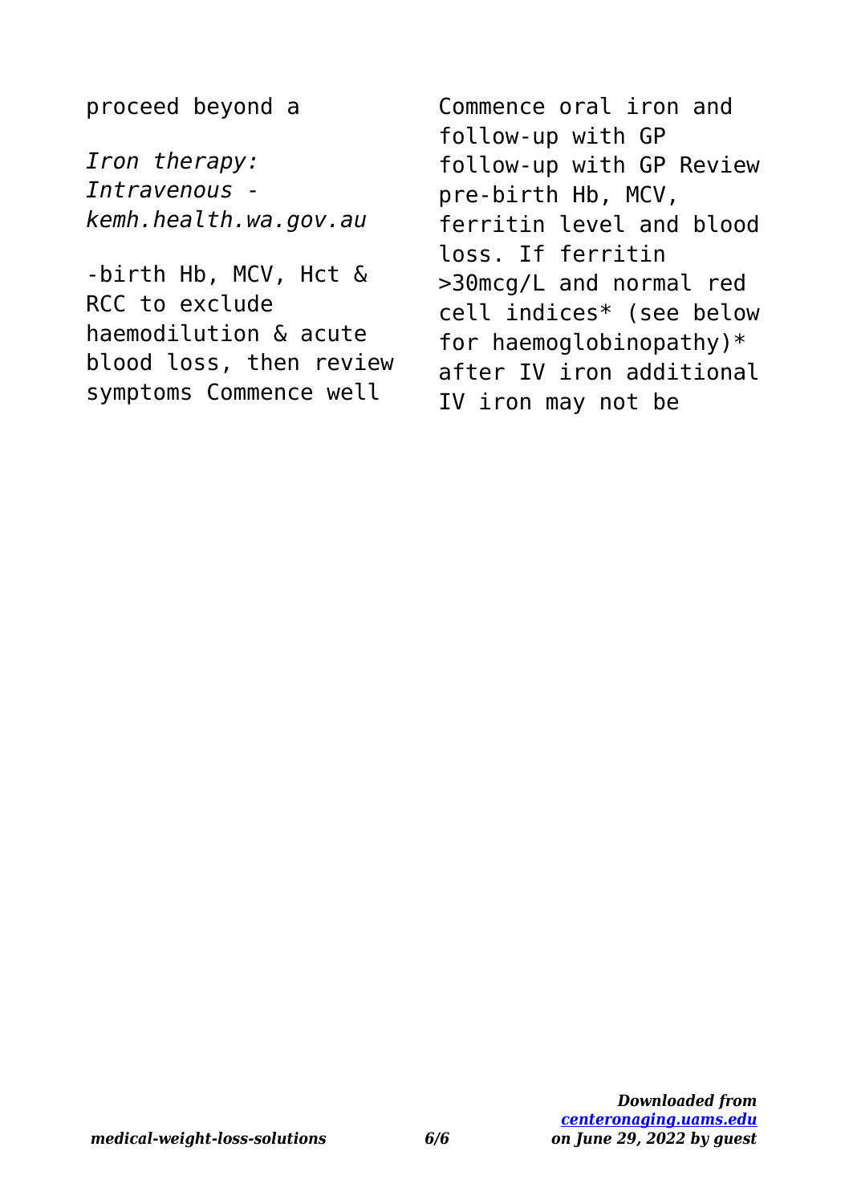proceed beyond a

*Iron therapy: Intravenous - kemh.health.wa.gov.au*

-birth Hb, MCV, Hct & RCC to exclude haemodilution & acute blood loss, then review symptoms Commence well

Commence oral iron and follow-up with GP follow-up with GP Review pre-birth Hb, MCV, ferritin level and blood loss. If ferritin >30mcg/L and normal red cell indices* (see below for haemoglobinopathy)* after IV iron additional IV iron may not be